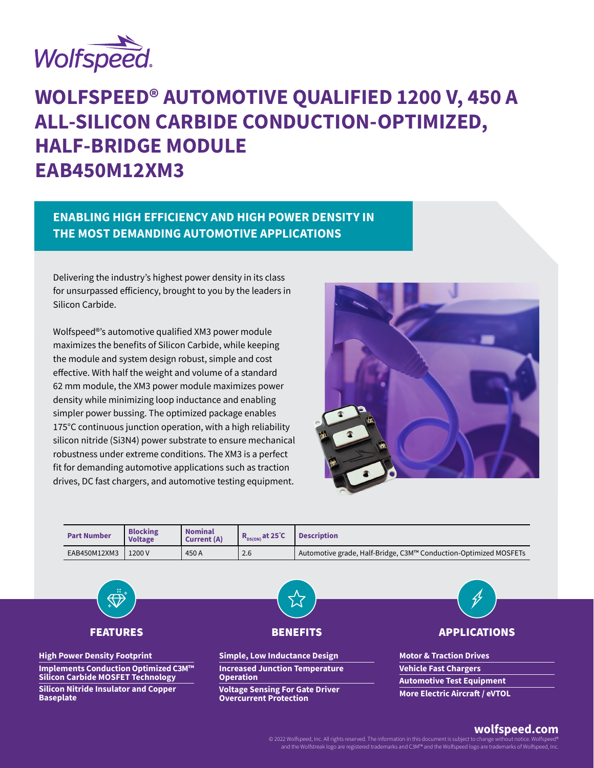# WOLFSPEED® AUTOMOTIVE QUALIFIED 1200 V, 450 A ALL-SILICON CARBIDE CONDUCTION-OPTIMIZED, HALF-BRIDGE MODULE EAB450M12XM3

## ENABLING HIGH EFFICIENCY AND HIGH POWER DENSITY IN THE MOST DEMANDING AUTOMOTIVE APPLICATIONS

Delivering the industry's highest power density in its class for unsurpassed efficiency, brought to you by the leaders in Silicon Carbide.

Wolfspeed®'s automotive qualified XM3 power module maximizes the benefits of Silicon Carbide, while keeping the module and system design robust, simple and cost effective. With half the weight and volume of a standard 62 mm module, the XM3 power module maximizes power density while minimizing loop inductance and enabling simpler power bussing. The optimized package enables 175°C continuous junction operation, with a high reliability silicon nitride ($Si_3N_4$) power substrate to ensure mechanical robustness under extreme conditions. The XM3 is a perfect fit for demanding automotive applications such as traction drives, DC fast chargers, and automotive testing equipment.

| Part Number | Blocking Voltage | Nominal Current (A) | $R_{DS(ON)}$ at 25°C | Description |
|---|---|---|---|---|
| EAB450M12XM3 | 1200 V | 450 A | 2.6 | Automotive grade, Half-Bridge, C3M™ Conduction-Optimized MOSFETs |

## FEATURES

- **High Power Density Footprint**
- **Implements Conduction Optimized C3M™ Silicon Carbide MOSFET Technology**
- **Silicon Nitride Insulator and Copper Baseplate**

## BENEFITS

- **Simple, Low Inductance Design**
- **Increased Junction Temperature Operation**
- **Voltage Sensing For Gate Driver Overcurrent Protection**

## APPLICATIONS

- **Motor & Traction Drives**
- **Vehicle Fast Chargers**
- **Automotive Test Equipment**
- **More Electric Aircraft / eVTOL**

**wolfspeed.com**

© 2022 Wolfspeed, Inc. All rights reserved. The information in this document is subject to change without notice. Wolfspeed® and the Wolfstreak logo are registered trademarks and C3M™ and the Wolfspeed logo are trademarks of Wolfspeed, Inc.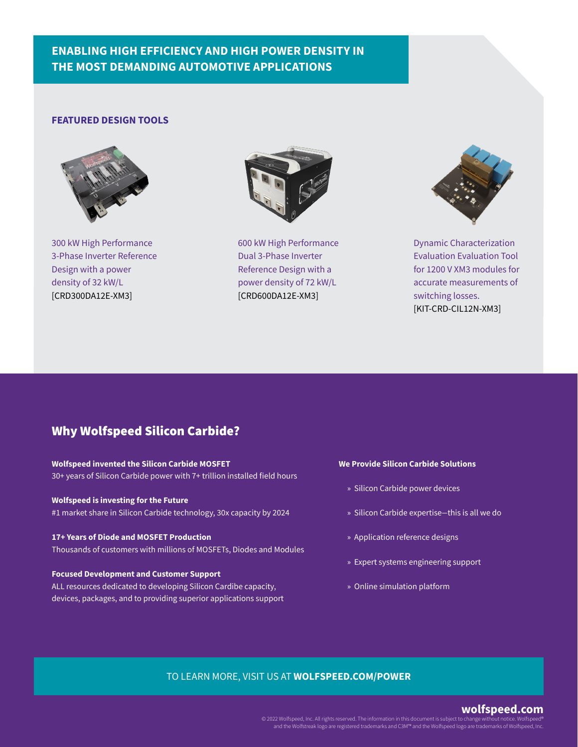## ENABLING HIGH EFFICIENCY AND HIGH POWER DENSITY IN THE MOST DEMANDING AUTOMOTIVE APPLICATIONS

### FEATURED DESIGN TOOLS

300 kW High Performance 3-Phase Inverter Reference Design with a power density of 32 kW/L [CRD300DA12E-XM3]

600 kW High Performance Dual 3-Phase Inverter Reference Design with a power density of 72 kW/L [CRD600DA12E-XM3]

Dynamic Characterization Evaluation Evaluation Tool for 1200 V XM3 modules for accurate measurements of switching losses. [KIT-CRD-CIL12N-XM3]

## Why Wolfspeed Silicon Carbide?

**Wolfspeed invented the Silicon Carbide MOSFET**
30+ years of Silicon Carbide power with 7+ trillion installed field hours

**Wolfspeed is investing for the Future**
#1 market share in Silicon Carbide technology, 30x capacity by 2024

**17+ Years of Diode and MOSFET Production**
Thousands of customers with millions of MOSFETs, Diodes and Modules

**Focused Development and Customer Support**
ALL resources dedicated to developing Silicon Cardibe capacity, devices, packages, and to providing superior applications support

**We Provide Silicon Carbide Solutions**

- Silicon Carbide power devices
- Silicon Carbide expertise—this is all we do
- Application reference designs
- Expert systems engineering support
- Online simulation platform

TO LEARN MORE, VISIT US AT **WOLFSPEED.COM/POWER**

**wolfspeed.com**

© 2022 Wolfspeed, Inc. All rights reserved. The information in this document is subject to change without notice. Wolfspeed® and the Wolfstreak logo are registered trademarks and C3M™ and the Wolfspeed logo are trademarks of Wolfspeed, Inc.